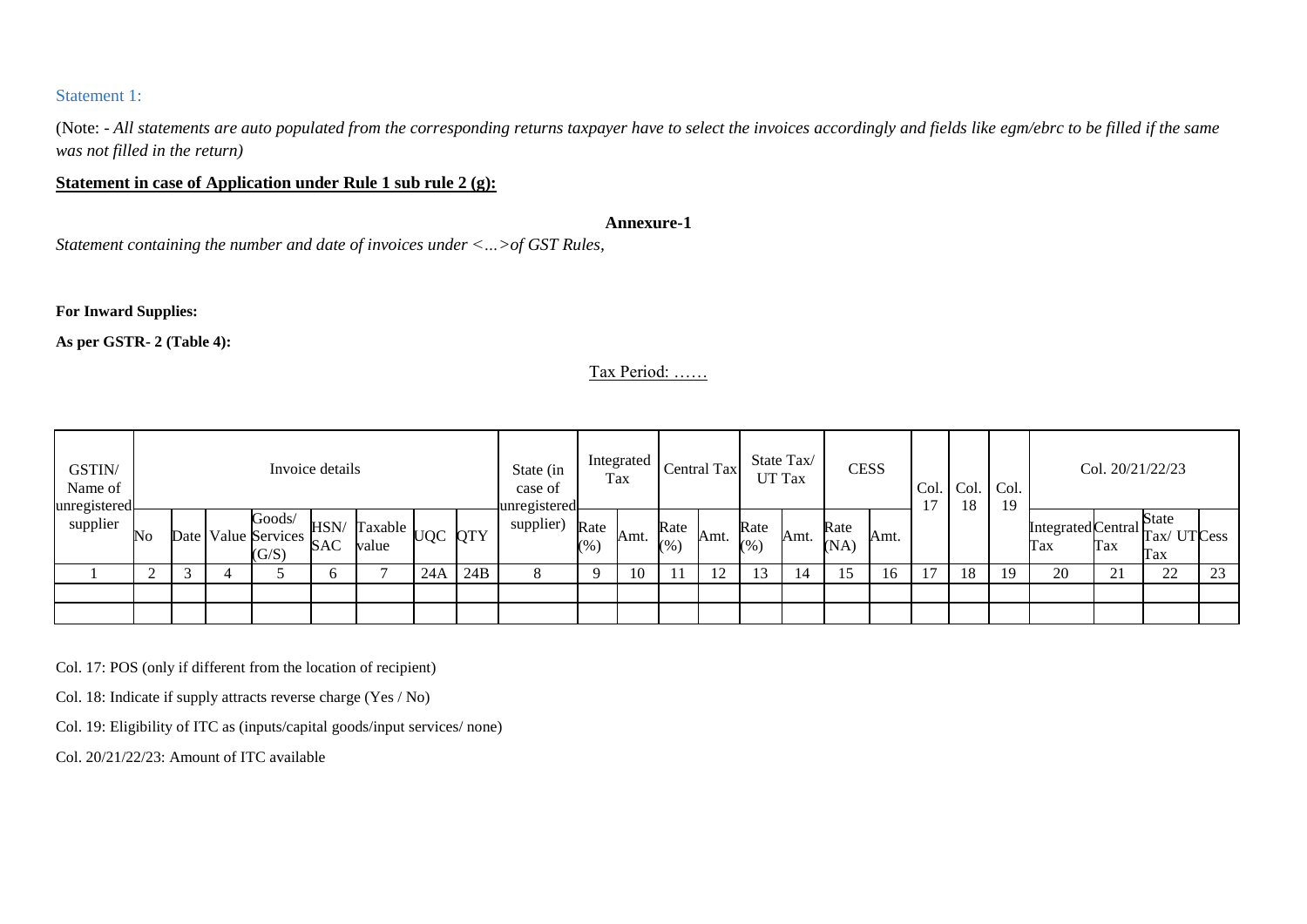Statement 1:

(Note: - *All statements are auto populated from the corresponding returns taxpayer have to select the invoices accordingly and fields like egm/ebrc to be filled if the same was not filled in the return)*

**Statement in case of Application under Rule 1 sub rule 2 (g):**

**Annexure-1**

*Statement containing the number and date of invoices under <…>of GST Rules,*

**For Inward Supplies:**

**As per GSTR- 2 (Table 4):**

Tax Period: ……

| GSTIN/ Name of unregistered supplier | Invoice details | | | | | | | | State (in case of unregistered supplier) | Integrated Tax | | Central Tax | | State Tax/ UT Tax | | CESS | | Col. 17 | Col. 18 | Col. 19 | Col. 20/21/22/23 | | | |
|---|---|---|---|---|---|---|---|---|---|---|---|---|---|---|---|---|---|---|---|---|---|---|---|---|
| | No | Date | Value | Goods/ Services (G/S) | HSN/ SAC | Taxable value | UQC | QTY | | Rate (%) | Amt. | Rate (%) | Amt. | Rate (%) | Amt. | Rate (NA) | Amt. | | | | Integrated Tax | Central Tax | State Tax/ UT Tax | Cess |
| 1 | 2 | 3 | 4 | 5 | 6 | 7 | 24A | 24B | 8 | 9 | 10 | 11 | 12 | 13 | 14 | 15 | 16 | 17 | 18 | 19 | 20 | 21 | 22 | 23 |
| | | | | | | | | | | | | | | | | | | | | | | | | |
| | | | | | | | | | | | | | | | | | | | | | | | | |

Col. 17: POS (only if different from the location of recipient)

Col. 18: Indicate if supply attracts reverse charge (Yes / No)

Col. 19: Eligibility of ITC as (inputs/capital goods/input services/ none)

Col. 20/21/22/23: Amount of ITC available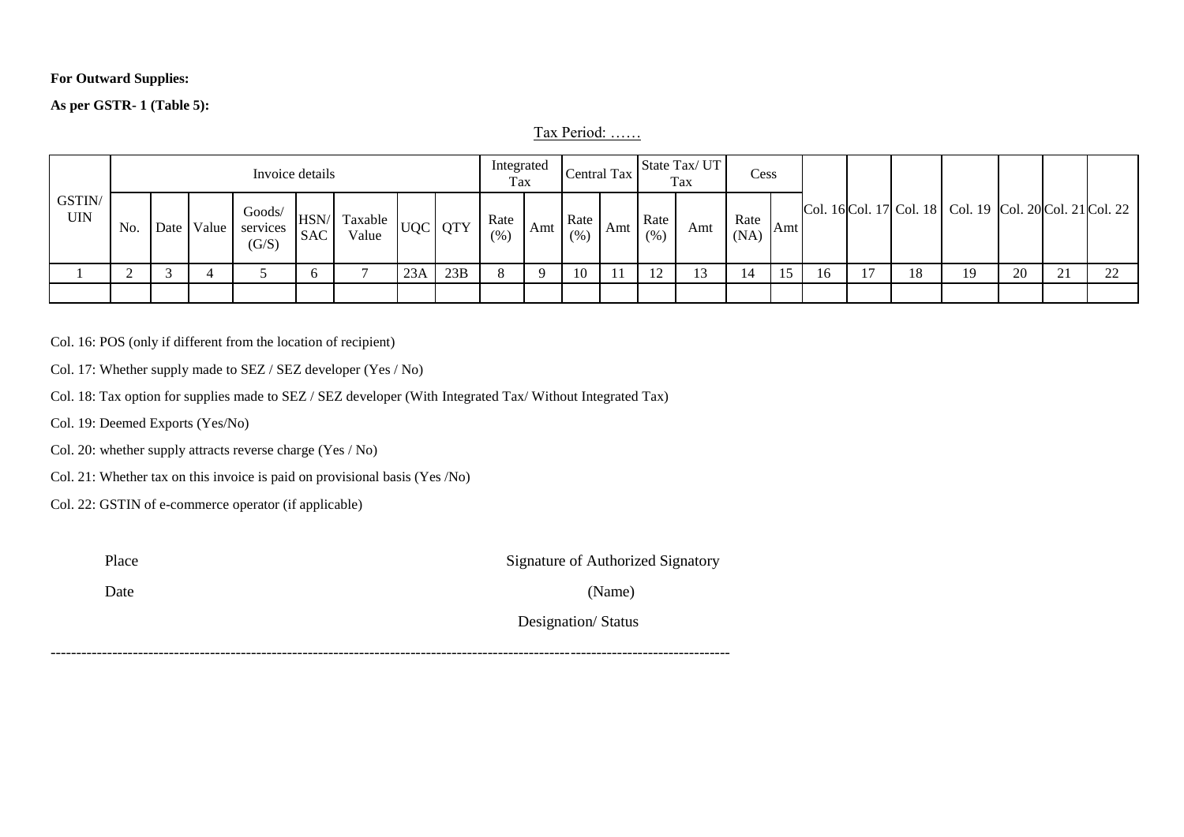**For Outward Supplies:**

**As per GSTR- 1 (Table 5):**

Tax Period: ……

| GSTIN/ UIN | Invoice details | | | | | | | | Integrated Tax | | Central Tax | | State Tax/ UT Tax | | Cess | | Col. 16 | Col. 17 | Col. 18 | Col. 19 | Col. 20 | Col. 21 | Col. 22 |
|---|---|---|---|---|---|---|---|---|---|---|---|---|---|---|---|---|---|---|---|---|---|---|---|
| | No. | Date | Value | Goods/ services (G/S) | HSN/ SAC | Taxable Value | UQC | QTY | Rate (%) | Amt | Rate (%) | Amt | Rate (%) | Amt | Rate (NA) | Amt | | | | | | | |
| 1 | 2 | 3 | 4 | 5 | 6 | 7 | 23A | 23B | 8 | 9 | 10 | 11 | 12 | 13 | 14 | 15 | 16 | 17 | 18 | 19 | 20 | 21 | 22 |
| | | | | | | | | | | | | | | | | | | | | | | | |

Col. 16: POS (only if different from the location of recipient)

Col. 17: Whether supply made to SEZ / SEZ developer (Yes / No)

Col. 18: Tax option for supplies made to SEZ / SEZ developer (With Integrated Tax/ Without Integrated Tax)

Col. 19: Deemed Exports (Yes/No)

Col. 20: whether supply attracts reverse charge (Yes / No)

Col. 21: Whether tax on this invoice is paid on provisional basis (Yes /No)

Col. 22: GSTIN of e-commerce operator (if applicable)

Place

Date

Signature of Authorized Signatory

(Name)

Designation/ Status

---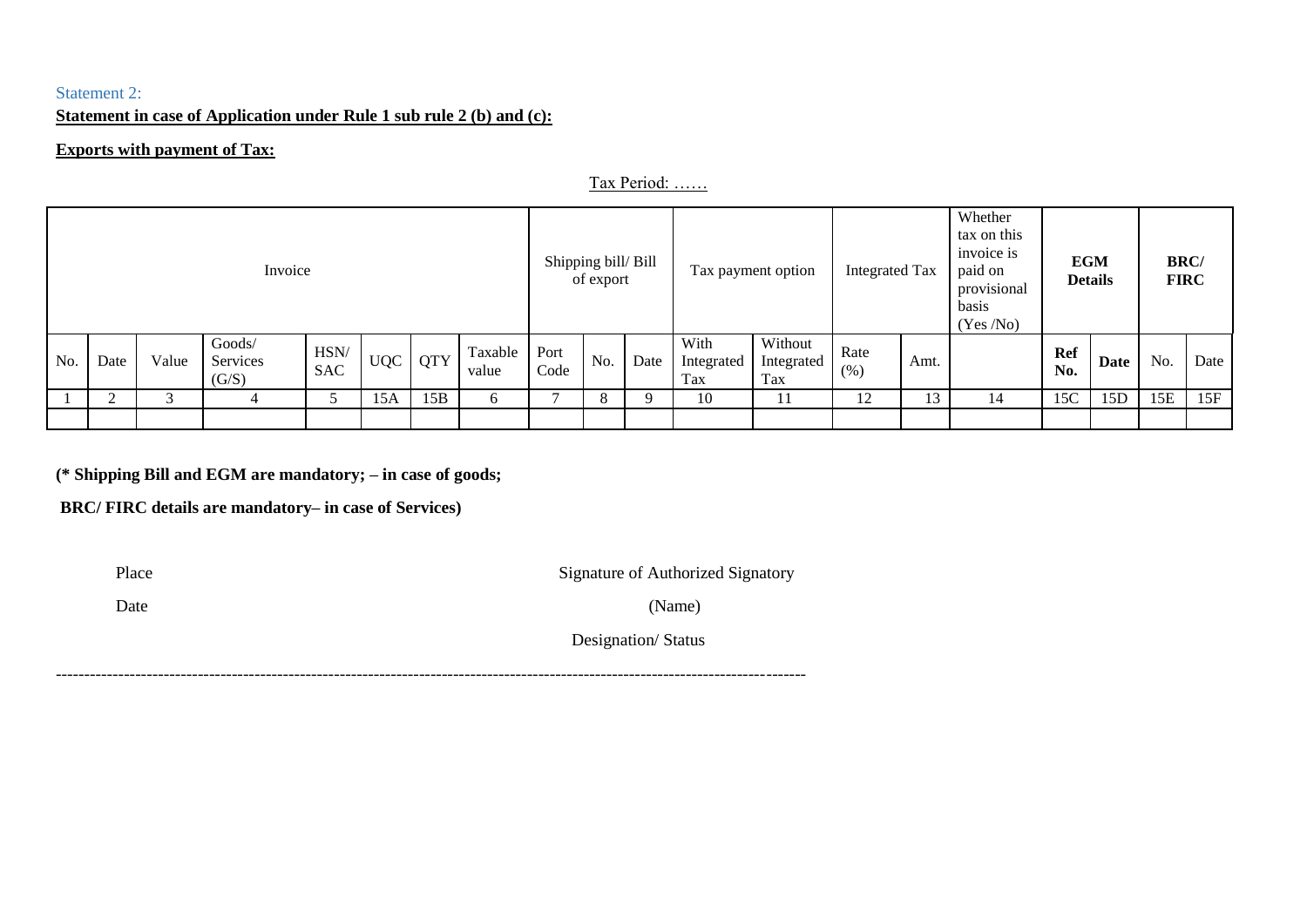Statement 2:

**Statement in case of Application under Rule 1 sub rule 2 (b) and (c):**

**Exports with payment of Tax:**

Tax Period: ……

| Invoice | | | | | | | | Shipping bill/ Bill of export | | | Tax payment option | | Integrated Tax | | Whether tax on this invoice is paid on provisional basis (Yes /No) | **EGM Details** | | **BRC/ FIRC** | |
|---|---|---|---|---|---|---|---|---|---|---|---|---|---|---|---|---|---|---|---|
| No. | Date | Value | Goods/ Services (G/S) | HSN/ SAC | UQC | QTY | Taxable value | Port Code | No. | Date | With Integrated Tax | Without Integrated Tax | Rate (%) | Amt. | | **Ref No.** | **Date** | No. | Date |
| 1 | 2 | 3 | 4 | 5 | 15A | 15B | 6 | 7 | 8 | 9 | 10 | 11 | 12 | 13 | 14 | 15C | 15D | 15E | 15F |
| | | | | | | | | | | | | | | | | | | | |

**(* Shipping Bill and EGM are mandatory; – in case of goods;**

**BRC/ FIRC details are mandatory– in case of Services)**

Place

Date

Signature of Authorized Signatory

(Name)

Designation/ Status

---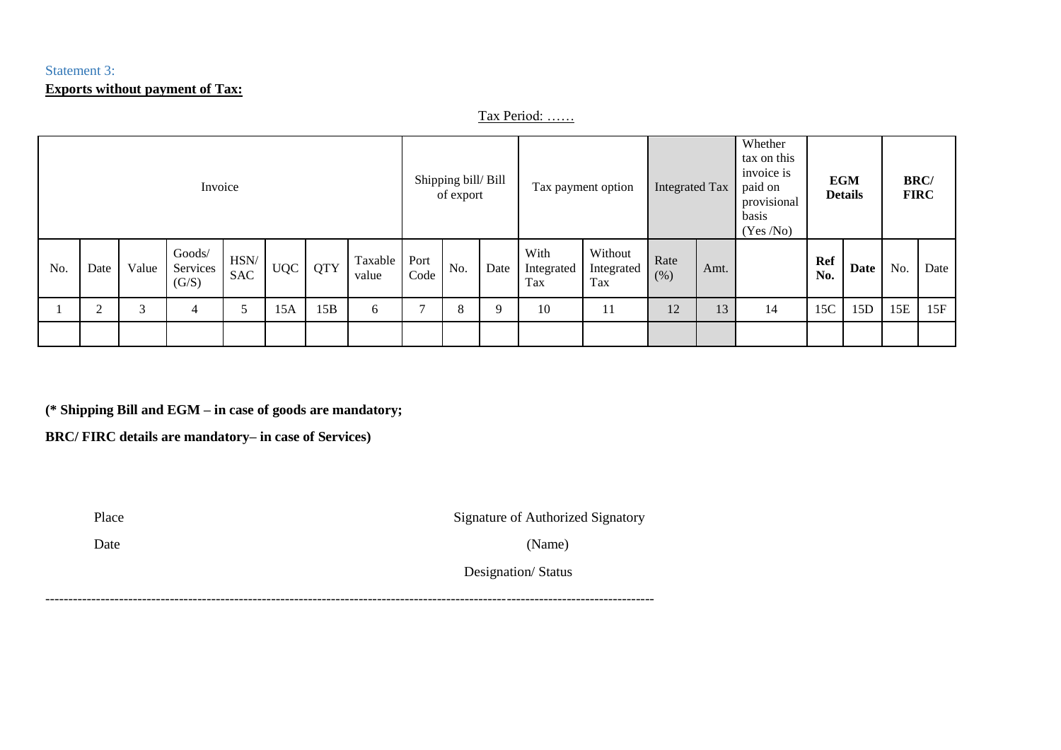Statement 3:

**Exports without payment of Tax:**

Tax Period: ……

| Invoice | | | | | | | | Shipping bill/ Bill of export | | | Tax payment option | | Integrated Tax | | Whether tax on this invoice is paid on provisional basis (Yes /No) | **EGM Details** | | **BRC/ FIRC** | |
|---|---|---|---|---|---|---|---|---|---|---|---|---|---|---|---|---|---|---|---|
| No. | Date | Value | Goods/ Services (G/S) | HSN/ SAC | UQC | QTY | Taxable value | Port Code | No. | Date | With Integrated Tax | Without Integrated Tax | Rate (%) | Amt. | | **Ref No.** | **Date** | No. | Date |
| 1 | 2 | 3 | 4 | 5 | 15A | 15B | 6 | 7 | 8 | 9 | 10 | 11 | 12 | 13 | 14 | 15C | 15D | 15E | 15F |
| | | | | | | | | | | | | | | | | | | | |

**(* Shipping Bill and EGM – in case of goods are mandatory;**

**BRC/ FIRC details are mandatory– in case of Services)**

Place

Date

Signature of Authorized Signatory

(Name)

Designation/ Status

---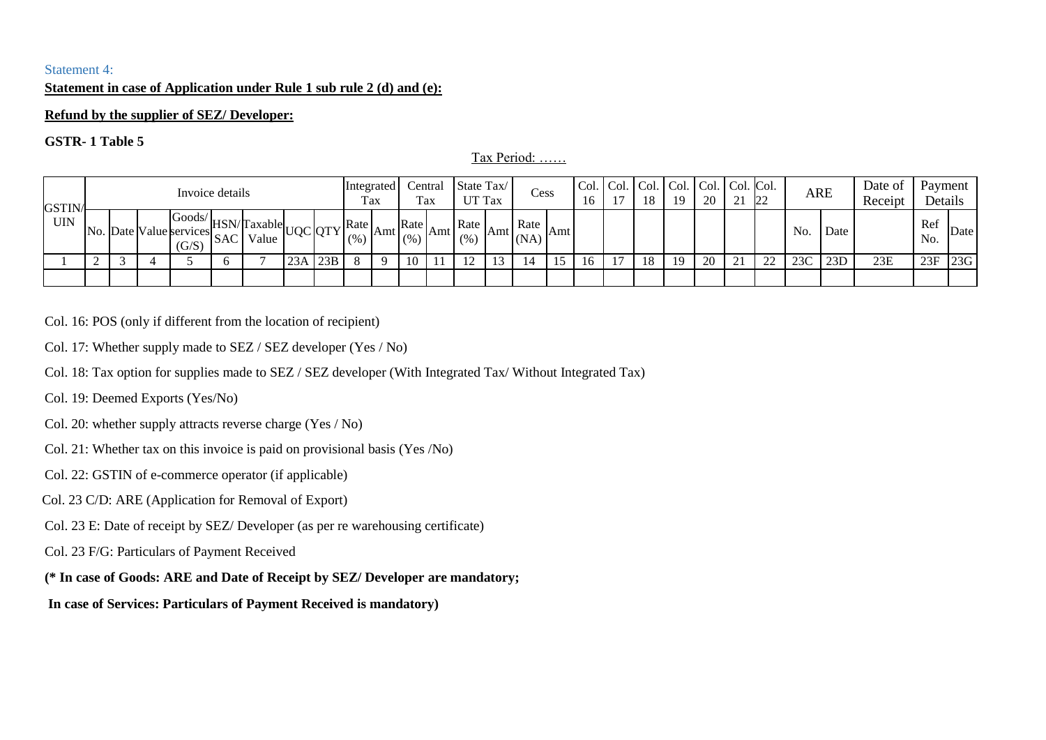Statement 4:

**Statement in case of Application under Rule 1 sub rule 2 (d) and (e):**

**Refund by the supplier of SEZ/ Developer:**

**GSTR- 1 Table 5**

Tax Period: ……

| GSTIN/ UIN | Invoice details | | | | | | | | Integrated Tax | | Central Tax | | State Tax/ UT Tax | | Cess | | Col. 16 | Col. 17 | Col. 18 | Col. 19 | Col. 20 | Col. 21 | Col. 22 | ARE | | Date of Receipt | Payment Details | |
|---|---|---|---|---|---|---|---|---|---|---|---|---|---|---|---|---|---|---|---|---|---|---|---|---|---|---|---|---|
| | No. | Date | Value | Goods/ services (G/S) | HSN/ SAC | Taxable Value | UQC | QTY | Rate (%) | Amt | Rate (%) | Amt | Rate (%) | Amt | Rate (NA) | Amt | | | | | | | | No. | Date | | Ref No. | Date |
| 1 | 2 | 3 | 4 | 5 | 6 | 7 | 23A | 23B | 8 | 9 | 10 | 11 | 12 | 13 | 14 | 15 | 16 | 17 | 18 | 19 | 20 | 21 | 22 | 23C | 23D | 23E | 23F | 23G |
| | | | | | | | | | | | | | | | | | | | | | | | | | | | | |

Col. 16: POS (only if different from the location of recipient)

Col. 17: Whether supply made to SEZ / SEZ developer (Yes / No)

Col. 18: Tax option for supplies made to SEZ / SEZ developer (With Integrated Tax/ Without Integrated Tax)

Col. 19: Deemed Exports (Yes/No)

Col. 20: whether supply attracts reverse charge (Yes / No)

Col. 21: Whether tax on this invoice is paid on provisional basis (Yes /No)

Col. 22: GSTIN of e-commerce operator (if applicable)

Col. 23 C/D: ARE (Application for Removal of Export)

Col. 23 E: Date of receipt by SEZ/ Developer (as per re warehousing certificate)

Col. 23 F/G: Particulars of Payment Received

**(* In case of Goods: ARE and Date of Receipt by SEZ/ Developer are mandatory;**

**In case of Services: Particulars of Payment Received is mandatory)**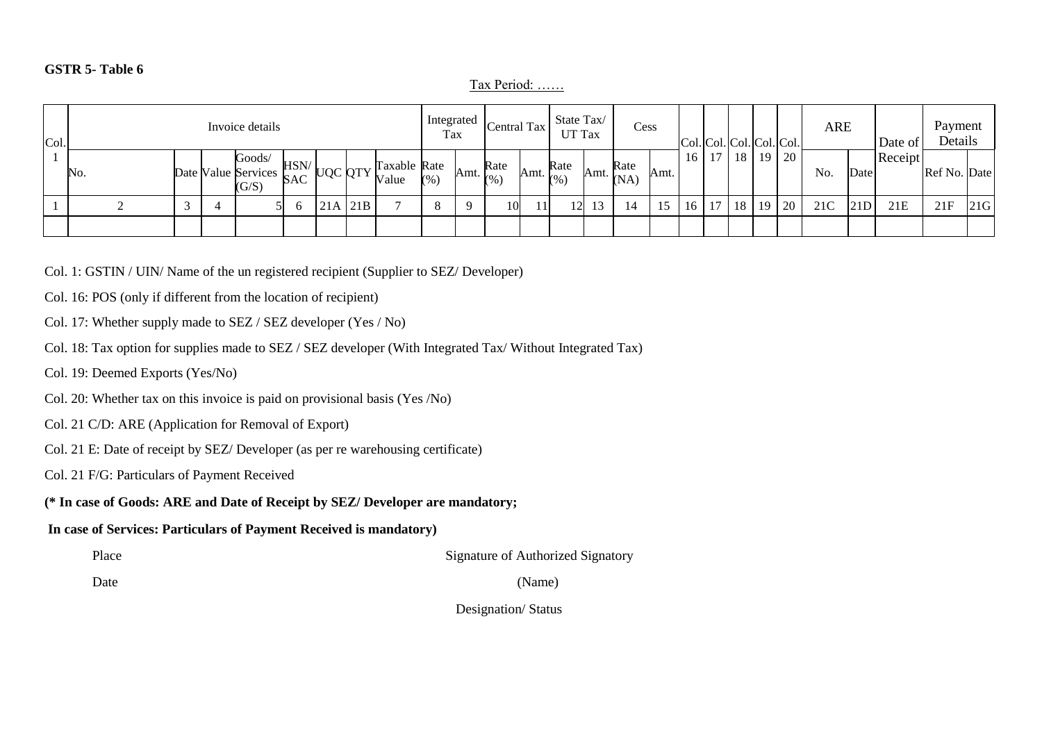**GSTR 5- Table 6**

Tax Period: ……

| Col. 1 | Invoice details | | | | | | | | Integrated Tax | | Central Tax | | State Tax/ UT Tax | | Cess | | Col. 16 | Col. 17 | Col. 18 | Col. 19 | Col. 20 | ARE | | Date of Receipt | Payment Details | |
|---|---|---|---|---|---|---|---|---|---|---|---|---|---|---|---|---|---|---|---|---|---|---|---|---|---|---|
| | No. | Date | Value | Goods/ Services (G/S) | HSN/ SAC | UQC | QTY | Taxable Value | Rate (%) | Amt. | Rate (%) | Amt. | Rate (%) | Amt. | Rate (NA) | Amt. | | | | | | No. | Date | | Ref No. | Date |
| 1 | 2 | 3 | 4 | 5 | 6 | 21A | 21B | 7 | 8 | 9 | 10 | 11 | 12 | 13 | 14 | 15 | 16 | 17 | 18 | 19 | 20 | 21C | 21D | 21E | 21F | 21G |
| | | | | | | | | | | | | | | | | | | | | | | | | | | |

Col. 1: GSTIN / UIN/ Name of the un registered recipient (Supplier to SEZ/ Developer)

Col. 16: POS (only if different from the location of recipient)

Col. 17: Whether supply made to SEZ / SEZ developer (Yes / No)

Col. 18: Tax option for supplies made to SEZ / SEZ developer (With Integrated Tax/ Without Integrated Tax)

Col. 19: Deemed Exports (Yes/No)

Col. 20: Whether tax on this invoice is paid on provisional basis (Yes /No)

Col. 21 C/D: ARE (Application for Removal of Export)

Col. 21 E: Date of receipt by SEZ/ Developer (as per re warehousing certificate)

Col. 21 F/G: Particulars of Payment Received

**(* In case of Goods: ARE and Date of Receipt by SEZ/ Developer are mandatory;**

**In case of Services: Particulars of Payment Received is mandatory)**

Place — Signature of Authorized Signatory

Date — (Name)

Designation/ Status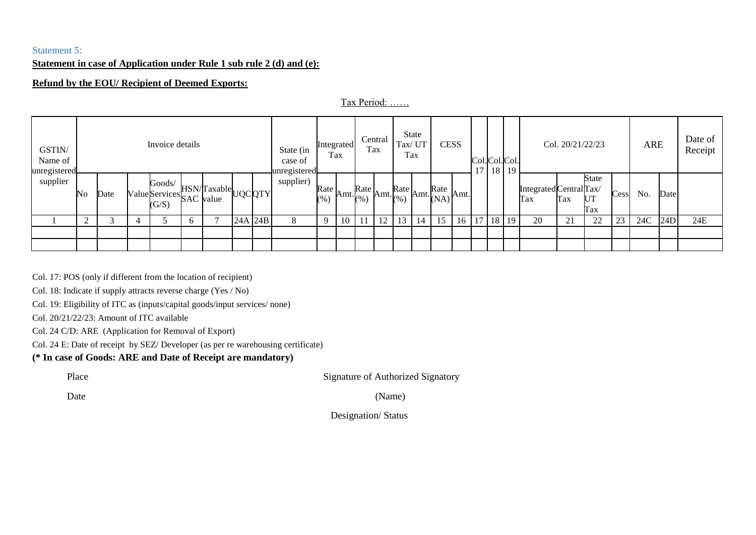Statement 5:

**Statement in case of Application under Rule 1 sub rule 2 (d) and (e):**

**Refund by the EOU/ Recipient of Deemed Exports:**

Tax Period: ……

| GSTIN/ Name of unregistered supplier | Invoice details | | | | | | | | State (in case of unregistered supplier) | Integrated Tax | | Central Tax | | State Tax/ UT Tax | | CESS | | Col. 17 | Col. 18 | Col. 19 | Col. 20/21/22/23 | | | | ARE | | Date of Receipt |
|---|---|---|---|---|---|---|---|---|---|---|---|---|---|---|---|---|---|---|---|---|---|---|---|---|---|---|---|
| | No | Date | Value | Goods/ Services (G/S) | HSN/ SAC | Taxable value | UQC | QTY | | Rate (%) | Amt. | Rate (%) | Amt. | Rate (%) | Amt. | Rate (NA) | Amt. | | | | Integrated Tax | Central Tax | State Tax/ UT Tax | Cess | No. | Date | |
| 1 | 2 | 3 | 4 | 5 | 6 | 7 | 24A | 24B | 8 | 9 | 10 | 11 | 12 | 13 | 14 | 15 | 16 | 17 | 18 | 19 | 20 | 21 | 22 | 23 | 24C | 24D | 24E |
| | | | | | | | | | | | | | | | | | | | | | | | | | | | |
| | | | | | | | | | | | | | | | | | | | | | | | | | | | |

Col. 17: POS (only if different from the location of recipient)

Col. 18: Indicate if supply attracts reverse charge (Yes / No)

Col. 19: Eligibility of ITC as (inputs/capital goods/input services/ none)

Col. 20/21/22/23: Amount of ITC available

Col. 24 C/D: ARE (Application for Removal of Export)

Col. 24 E: Date of receipt by SEZ/ Developer (as per re warehousing certificate)

**(* In case of Goods: ARE and Date of Receipt are mandatory)**

Place | Signature of Authorized Signatory

Date | (Name)

Designation/ Status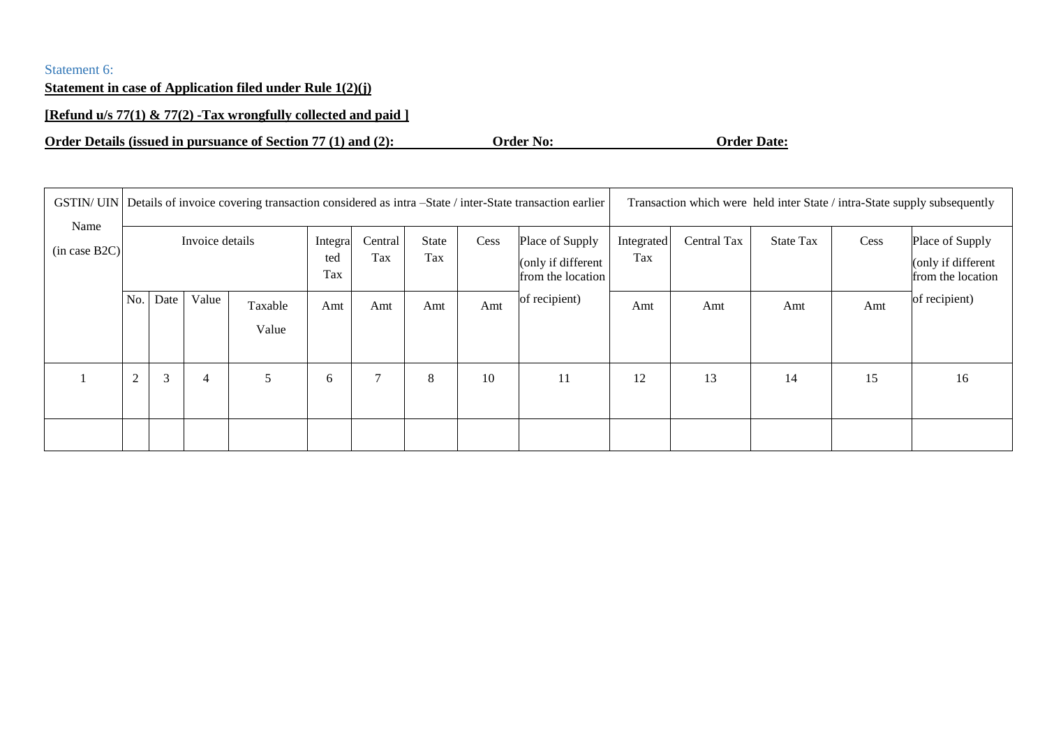Statement 6:

**Statement in case of Application filed under Rule 1(2)(j)**

**[Refund u/s 77(1) & 77(2) -Tax wrongfully collected and paid ]**

**Order Details (issued in pursuance of Section 77 (1) and (2): Order No: Order Date:**

| GSTIN/ UIN Name (in case B2C) | Details of invoice covering transaction considered as intra –State / inter-State transaction earlier | | | | | | | | | Transaction which were held inter State / intra-State supply subsequently | | | | |
|---|---|---|---|---|---|---|---|---|---|---|---|---|---|---|
| | Invoice details | | | | Integrated Tax | Central Tax | State Tax | Cess | Place of Supply (only if different from the location of recipient) | Integrated Tax | Central Tax | State Tax | Cess | Place of Supply (only if different from the location of recipient) |
| | No. | Date | Value | Taxable Value | Amt | Amt | Amt | Amt | | Amt | Amt | Amt | Amt | |
| 1 | 2 | 3 | 4 | 5 | 6 | 7 | 8 | 10 | 11 | 12 | 13 | 14 | 15 | 16 |
| | | | | | | | | | | | | | | |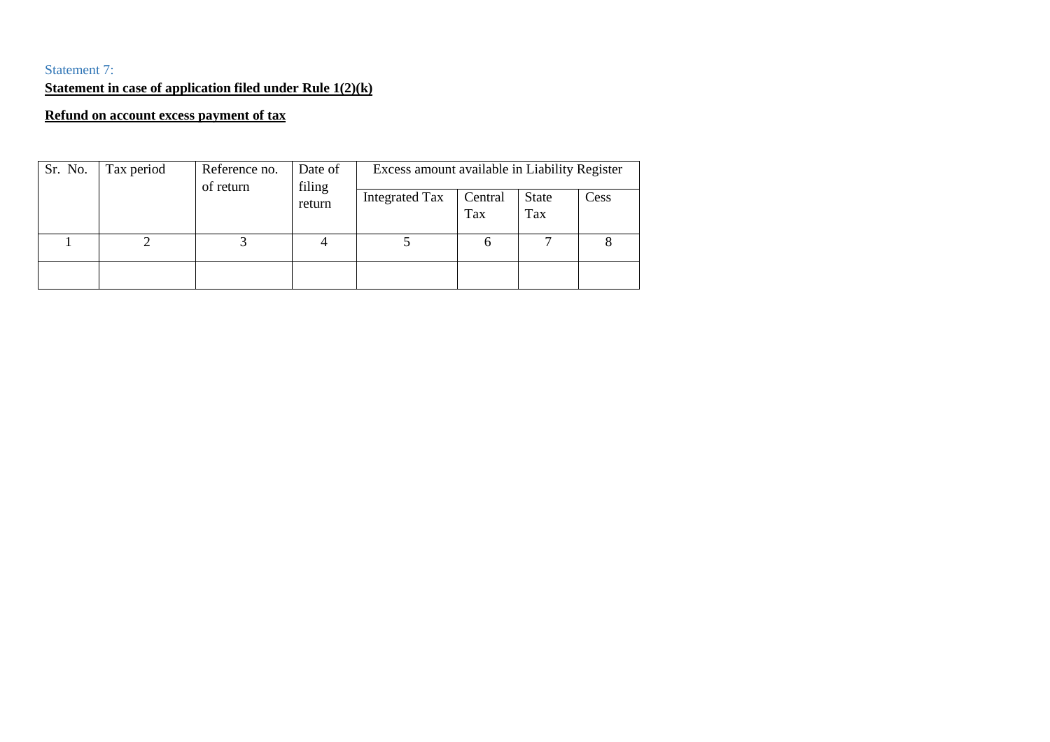Statement 7:

**Statement in case of application filed under Rule 1(2)(k)**

**Refund on account excess payment of tax**

| Sr. No. | Tax period | Reference no. of return | Date of filing return | Excess amount available in Liability Register | | | |
|---|---|---|---|---|---|---|---|
| | | | | Integrated Tax | Central Tax | State Tax | Cess |
| 1 | 2 | 3 | 4 | 5 | 6 | 7 | 8 |
| | | | | | | | |